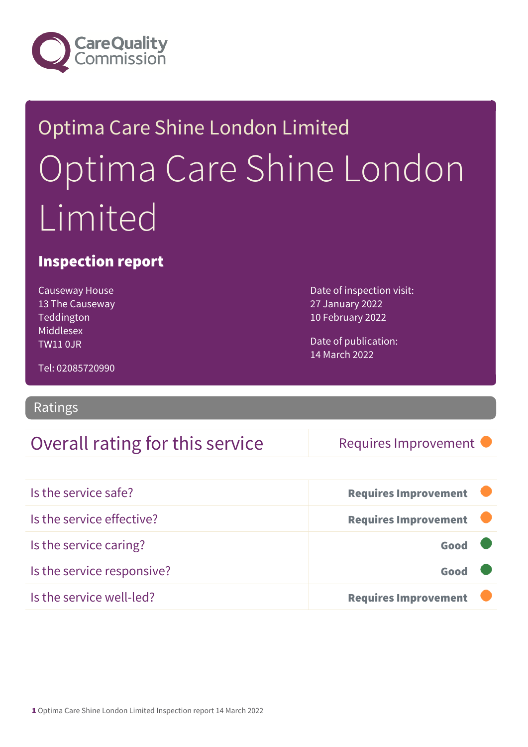Care Quality Commission

Optima Care Shine London Limited

# Optima Care Shine London Limited

## Inspection report

Causeway House
13 The Causeway
Teddington
Middlesex
TW11 0JR

Tel: 02085720990

Date of inspection visit:
27 January 2022
10 February 2022

Date of publication:
14 March 2022

## Ratings

| Overall rating for this service | Requires Improvement |
|---|---|

| | |
|---|---|
| Is the service safe? | **Requires Improvement** |
| Is the service effective? | **Requires Improvement** |
| Is the service caring? | **Good** |
| Is the service responsive? | **Good** |
| Is the service well-led? | **Requires Improvement** |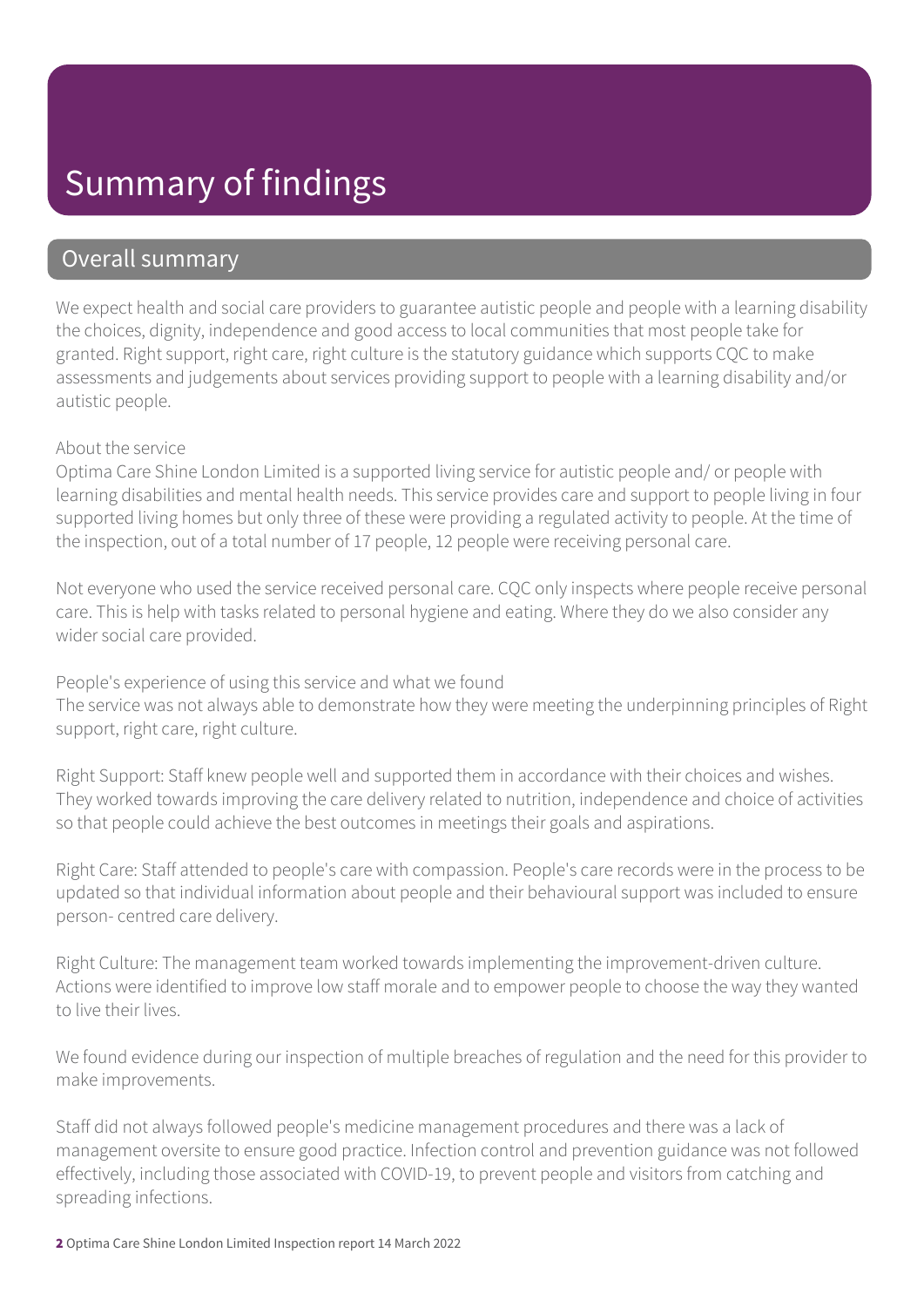# Summary of findings

## Overall summary

We expect health and social care providers to guarantee autistic people and people with a learning disability the choices, dignity, independence and good access to local communities that most people take for granted. Right support, right care, right culture is the statutory guidance which supports CQC to make assessments and judgements about services providing support to people with a learning disability and/or autistic people.

About the service

Optima Care Shine London Limited is a supported living service for autistic people and/ or people with learning disabilities and mental health needs. This service provides care and support to people living in four supported living homes but only three of these were providing a regulated activity to people. At the time of the inspection, out of a total number of 17 people, 12 people were receiving personal care.

Not everyone who used the service received personal care. CQC only inspects where people receive personal care. This is help with tasks related to personal hygiene and eating. Where they do we also consider any wider social care provided.

People's experience of using this service and what we found

The service was not always able to demonstrate how they were meeting the underpinning principles of Right support, right care, right culture.

Right Support: Staff knew people well and supported them in accordance with their choices and wishes. They worked towards improving the care delivery related to nutrition, independence and choice of activities so that people could achieve the best outcomes in meetings their goals and aspirations.

Right Care: Staff attended to people's care with compassion. People's care records were in the process to be updated so that individual information about people and their behavioural support was included to ensure person- centred care delivery.

Right Culture: The management team worked towards implementing the improvement-driven culture. Actions were identified to improve low staff morale and to empower people to choose the way they wanted to live their lives.

We found evidence during our inspection of multiple breaches of regulation and the need for this provider to make improvements.

Staff did not always followed people's medicine management procedures and there was a lack of management oversite to ensure good practice. Infection control and prevention guidance was not followed effectively, including those associated with COVID-19, to prevent people and visitors from catching and spreading infections.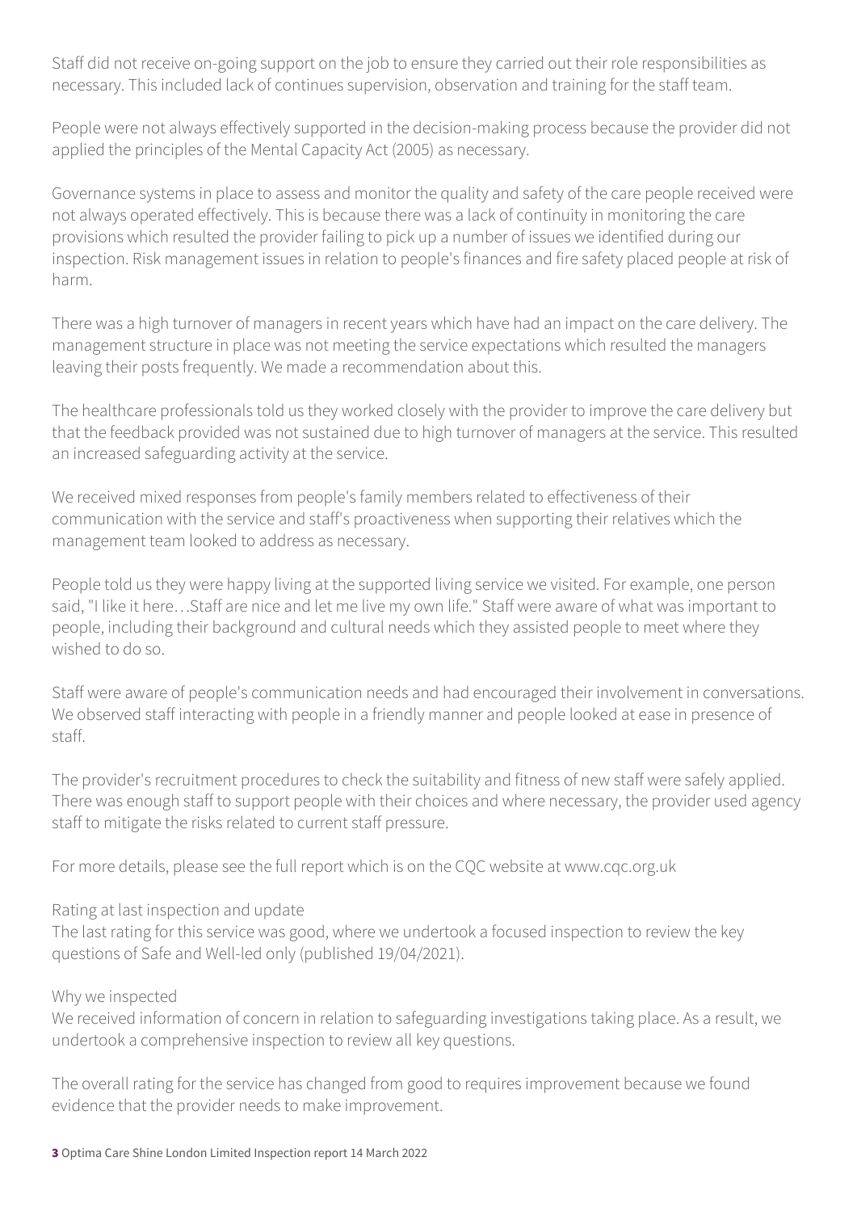Staff did not receive on-going support on the job to ensure they carried out their role responsibilities as necessary. This included lack of continues supervision, observation and training for the staff team.

People were not always effectively supported in the decision-making process because the provider did not applied the principles of the Mental Capacity Act (2005) as necessary.

Governance systems in place to assess and monitor the quality and safety of the care people received were not always operated effectively. This is because there was a lack of continuity in monitoring the care provisions which resulted the provider failing to pick up a number of issues we identified during our inspection. Risk management issues in relation to people's finances and fire safety placed people at risk of harm.

There was a high turnover of managers in recent years which have had an impact on the care delivery. The management structure in place was not meeting the service expectations which resulted the managers leaving their posts frequently. We made a recommendation about this.

The healthcare professionals told us they worked closely with the provider to improve the care delivery but that the feedback provided was not sustained due to high turnover of managers at the service. This resulted an increased safeguarding activity at the service.

We received mixed responses from people's family members related to effectiveness of their communication with the service and staff's proactiveness when supporting their relatives which the management team looked to address as necessary.

People told us they were happy living at the supported living service we visited. For example, one person said, "I like it here…Staff are nice and let me live my own life." Staff were aware of what was important to people, including their background and cultural needs which they assisted people to meet where they wished to do so.

Staff were aware of people's communication needs and had encouraged their involvement in conversations. We observed staff interacting with people in a friendly manner and people looked at ease in presence of staff.

The provider's recruitment procedures to check the suitability and fitness of new staff were safely applied. There was enough staff to support people with their choices and where necessary, the provider used agency staff to mitigate the risks related to current staff pressure.

For more details, please see the full report which is on the CQC website at www.cqc.org.uk

Rating at last inspection and update
The last rating for this service was good, where we undertook a focused inspection to review the key questions of Safe and Well-led only (published 19/04/2021).

Why we inspected
We received information of concern in relation to safeguarding investigations taking place. As a result, we undertook a comprehensive inspection to review all key questions.

The overall rating for the service has changed from good to requires improvement because we found evidence that the provider needs to make improvement.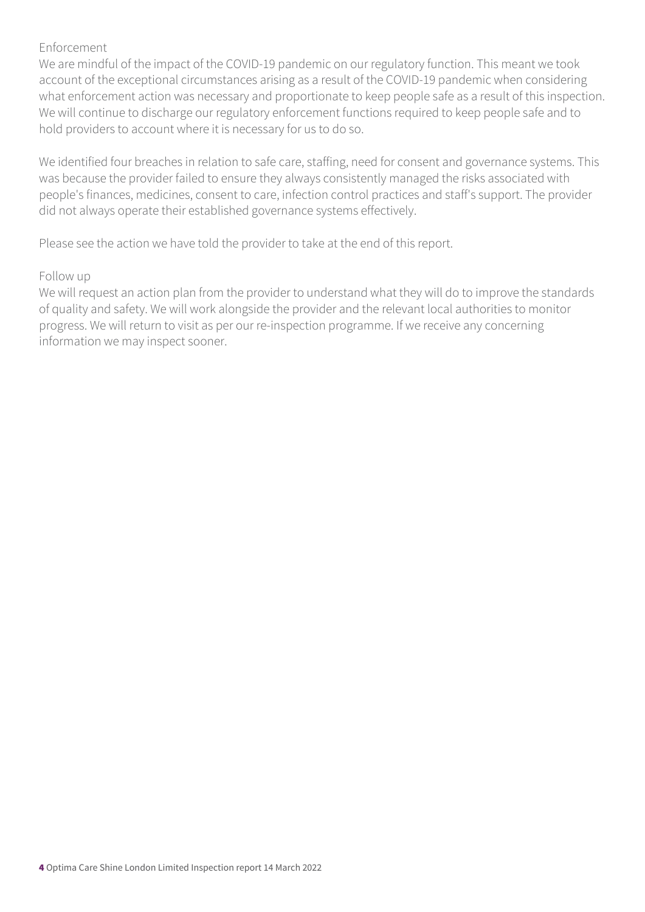Enforcement

We are mindful of the impact of the COVID-19 pandemic on our regulatory function. This meant we took account of the exceptional circumstances arising as a result of the COVID-19 pandemic when considering what enforcement action was necessary and proportionate to keep people safe as a result of this inspection. We will continue to discharge our regulatory enforcement functions required to keep people safe and to hold providers to account where it is necessary for us to do so.

We identified four breaches in relation to safe care, staffing, need for consent and governance systems. This was because the provider failed to ensure they always consistently managed the risks associated with people's finances, medicines, consent to care, infection control practices and staff's support. The provider did not always operate their established governance systems effectively.

Please see the action we have told the provider to take at the end of this report.

Follow up

We will request an action plan from the provider to understand what they will do to improve the standards of quality and safety. We will work alongside the provider and the relevant local authorities to monitor progress. We will return to visit as per our re-inspection programme. If we receive any concerning information we may inspect sooner.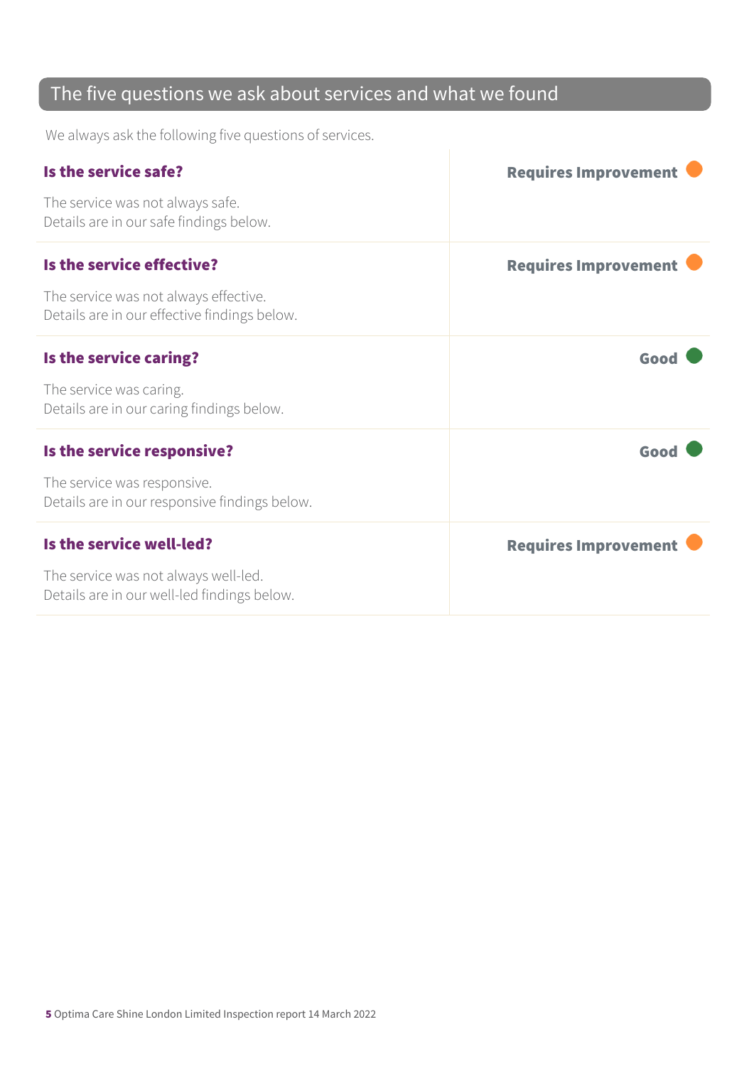## The five questions we ask about services and what we found

We always ask the following five questions of services.

| | |
|---|---|
| **Is the service safe?**<br><br>The service was not always safe.<br>Details are in our safe findings below. | **Requires Improvement** |
| **Is the service effective?**<br><br>The service was not always effective.<br>Details are in our effective findings below. | **Requires Improvement** |
| **Is the service caring?**<br><br>The service was caring.<br>Details are in our caring findings below. | **Good** |
| **Is the service responsive?**<br><br>The service was responsive.<br>Details are in our responsive findings below. | **Good** |
| **Is the service well-led?**<br><br>The service was not always well-led.<br>Details are in our well-led findings below. | **Requires Improvement** |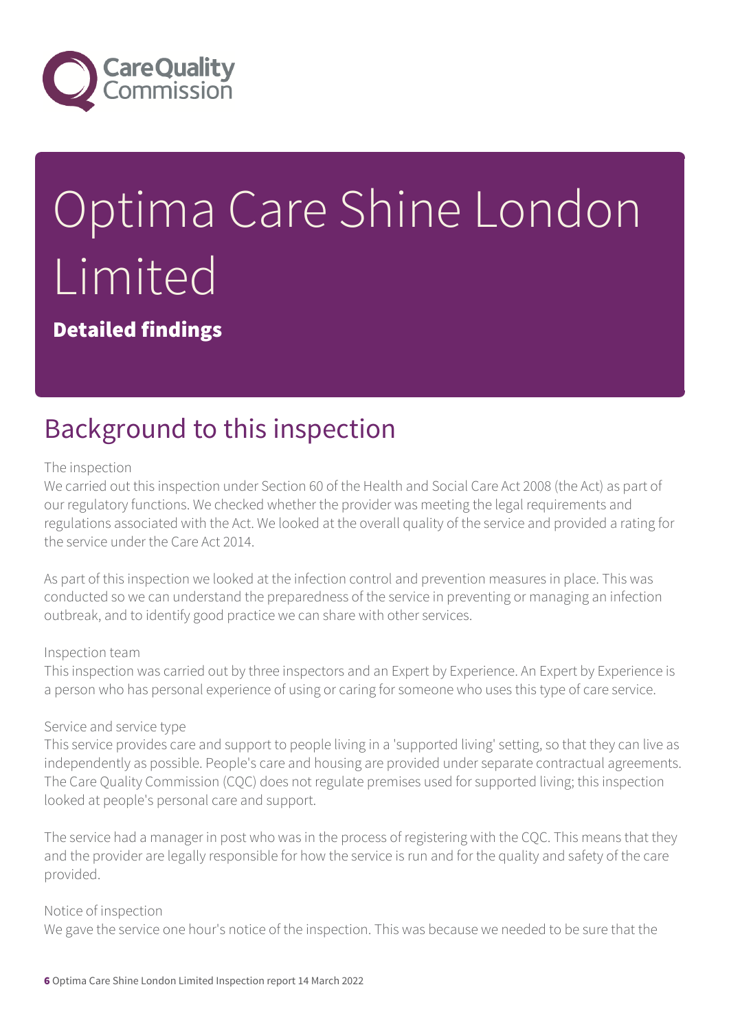# Optima Care Shine London Limited

**Detailed findings**

## Background to this inspection

The inspection

We carried out this inspection under Section 60 of the Health and Social Care Act 2008 (the Act) as part of our regulatory functions. We checked whether the provider was meeting the legal requirements and regulations associated with the Act. We looked at the overall quality of the service and provided a rating for the service under the Care Act 2014.

As part of this inspection we looked at the infection control and prevention measures in place. This was conducted so we can understand the preparedness of the service in preventing or managing an infection outbreak, and to identify good practice we can share with other services.

Inspection team

This inspection was carried out by three inspectors and an Expert by Experience. An Expert by Experience is a person who has personal experience of using or caring for someone who uses this type of care service.

Service and service type

This service provides care and support to people living in a 'supported living' setting, so that they can live as independently as possible. People's care and housing are provided under separate contractual agreements. The Care Quality Commission (CQC) does not regulate premises used for supported living; this inspection looked at people's personal care and support.

The service had a manager in post who was in the process of registering with the CQC. This means that they and the provider are legally responsible for how the service is run and for the quality and safety of the care provided.

Notice of inspection

We gave the service one hour's notice of the inspection. This was because we needed to be sure that the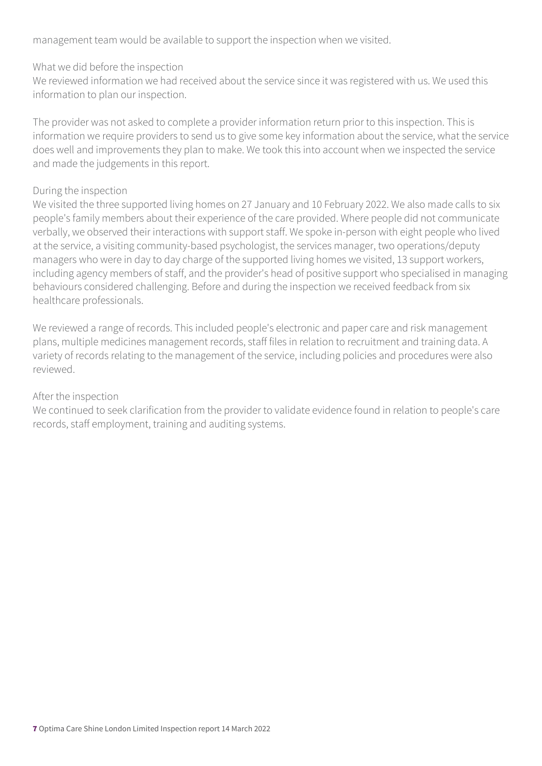management team would be available to support the inspection when we visited.

What we did before the inspection
We reviewed information we had received about the service since it was registered with us. We used this information to plan our inspection.

The provider was not asked to complete a provider information return prior to this inspection. This is information we require providers to send us to give some key information about the service, what the service does well and improvements they plan to make. We took this into account when we inspected the service and made the judgements in this report.

During the inspection
We visited the three supported living homes on 27 January and 10 February 2022. We also made calls to six people's family members about their experience of the care provided. Where people did not communicate verbally, we observed their interactions with support staff. We spoke in-person with eight people who lived at the service, a visiting community-based psychologist, the services manager, two operations/deputy managers who were in day to day charge of the supported living homes we visited, 13 support workers, including agency members of staff, and the provider's head of positive support who specialised in managing behaviours considered challenging. Before and during the inspection we received feedback from six healthcare professionals.

We reviewed a range of records. This included people's electronic and paper care and risk management plans, multiple medicines management records, staff files in relation to recruitment and training data. A variety of records relating to the management of the service, including policies and procedures were also reviewed.

After the inspection
We continued to seek clarification from the provider to validate evidence found in relation to people's care records, staff employment, training and auditing systems.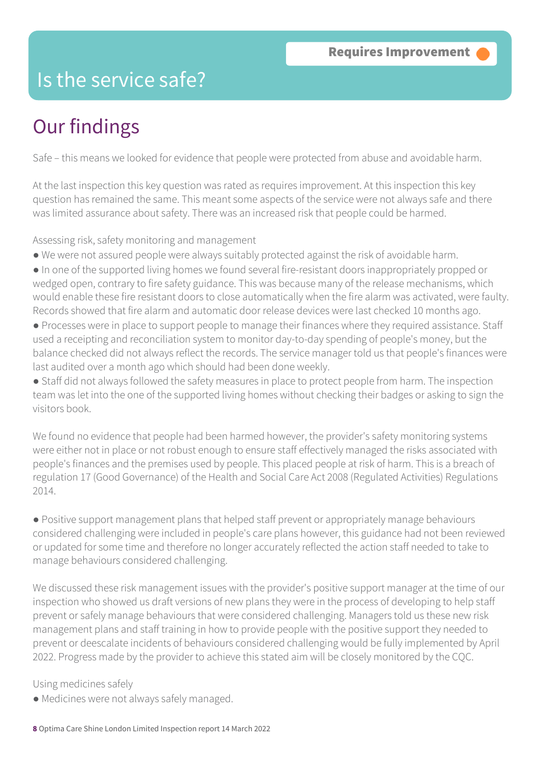# Is the service safe?

**Requires Improvement**

## Our findings

Safe – this means we looked for evidence that people were protected from abuse and avoidable harm.

At the last inspection this key question was rated as requires improvement. At this inspection this key question has remained the same. This meant some aspects of the service were not always safe and there was limited assurance about safety. There was an increased risk that people could be harmed.

Assessing risk, safety monitoring and management

- We were not assured people were always suitably protected against the risk of avoidable harm.
- In one of the supported living homes we found several fire-resistant doors inappropriately propped or wedged open, contrary to fire safety guidance. This was because many of the release mechanisms, which would enable these fire resistant doors to close automatically when the fire alarm was activated, were faulty. Records showed that fire alarm and automatic door release devices were last checked 10 months ago.
- Processes were in place to support people to manage their finances where they required assistance. Staff used a receipting and reconciliation system to monitor day-to-day spending of people's money, but the balance checked did not always reflect the records. The service manager told us that people's finances were last audited over a month ago which should had been done weekly.
- Staff did not always followed the safety measures in place to protect people from harm. The inspection team was let into the one of the supported living homes without checking their badges or asking to sign the visitors book.

We found no evidence that people had been harmed however, the provider's safety monitoring systems were either not in place or not robust enough to ensure staff effectively managed the risks associated with people's finances and the premises used by people. This placed people at risk of harm. This is a breach of regulation 17 (Good Governance) of the Health and Social Care Act 2008 (Regulated Activities) Regulations 2014.

- Positive support management plans that helped staff prevent or appropriately manage behaviours considered challenging were included in people's care plans however, this guidance had not been reviewed or updated for some time and therefore no longer accurately reflected the action staff needed to take to manage behaviours considered challenging.

We discussed these risk management issues with the provider's positive support manager at the time of our inspection who showed us draft versions of new plans they were in the process of developing to help staff prevent or safely manage behaviours that were considered challenging. Managers told us these new risk management plans and staff training in how to provide people with the positive support they needed to prevent or deescalate incidents of behaviours considered challenging would be fully implemented by April 2022. Progress made by the provider to achieve this stated aim will be closely monitored by the CQC.

Using medicines safely

- Medicines were not always safely managed.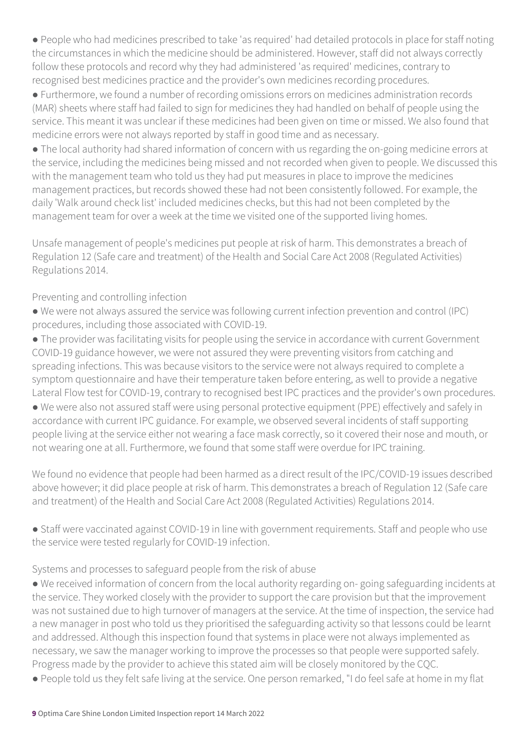- People who had medicines prescribed to take 'as required' had detailed protocols in place for staff noting the circumstances in which the medicine should be administered. However, staff did not always correctly follow these protocols and record why they had administered 'as required' medicines, contrary to recognised best medicines practice and the provider's own medicines recording procedures.
- Furthermore, we found a number of recording omissions errors on medicines administration records (MAR) sheets where staff had failed to sign for medicines they had handled on behalf of people using the service. This meant it was unclear if these medicines had been given on time or missed. We also found that medicine errors were not always reported by staff in good time and as necessary.
- The local authority had shared information of concern with us regarding the on-going medicine errors at the service, including the medicines being missed and not recorded when given to people. We discussed this with the management team who told us they had put measures in place to improve the medicines management practices, but records showed these had not been consistently followed. For example, the daily 'Walk around check list' included medicines checks, but this had not been completed by the management team for over a week at the time we visited one of the supported living homes.

Unsafe management of people's medicines put people at risk of harm. This demonstrates a breach of Regulation 12 (Safe care and treatment) of the Health and Social Care Act 2008 (Regulated Activities) Regulations 2014.

Preventing and controlling infection

- We were not always assured the service was following current infection prevention and control (IPC) procedures, including those associated with COVID-19.
- The provider was facilitating visits for people using the service in accordance with current Government COVID-19 guidance however, we were not assured they were preventing visitors from catching and spreading infections. This was because visitors to the service were not always required to complete a symptom questionnaire and have their temperature taken before entering, as well to provide a negative Lateral Flow test for COVID-19, contrary to recognised best IPC practices and the provider's own procedures.
- We were also not assured staff were using personal protective equipment (PPE) effectively and safely in accordance with current IPC guidance. For example, we observed several incidents of staff supporting people living at the service either not wearing a face mask correctly, so it covered their nose and mouth, or not wearing one at all. Furthermore, we found that some staff were overdue for IPC training.

We found no evidence that people had been harmed as a direct result of the IPC/COVID-19 issues described above however; it did place people at risk of harm. This demonstrates a breach of Regulation 12 (Safe care and treatment) of the Health and Social Care Act 2008 (Regulated Activities) Regulations 2014.

- Staff were vaccinated against COVID-19 in line with government requirements. Staff and people who use the service were tested regularly for COVID-19 infection.

Systems and processes to safeguard people from the risk of abuse

- We received information of concern from the local authority regarding on- going safeguarding incidents at the service. They worked closely with the provider to support the care provision but that the improvement was not sustained due to high turnover of managers at the service. At the time of inspection, the service had a new manager in post who told us they prioritised the safeguarding activity so that lessons could be learnt and addressed. Although this inspection found that systems in place were not always implemented as necessary, we saw the manager working to improve the processes so that people were supported safely. Progress made by the provider to achieve this stated aim will be closely monitored by the CQC.
- People told us they felt safe living at the service. One person remarked, "I do feel safe at home in my flat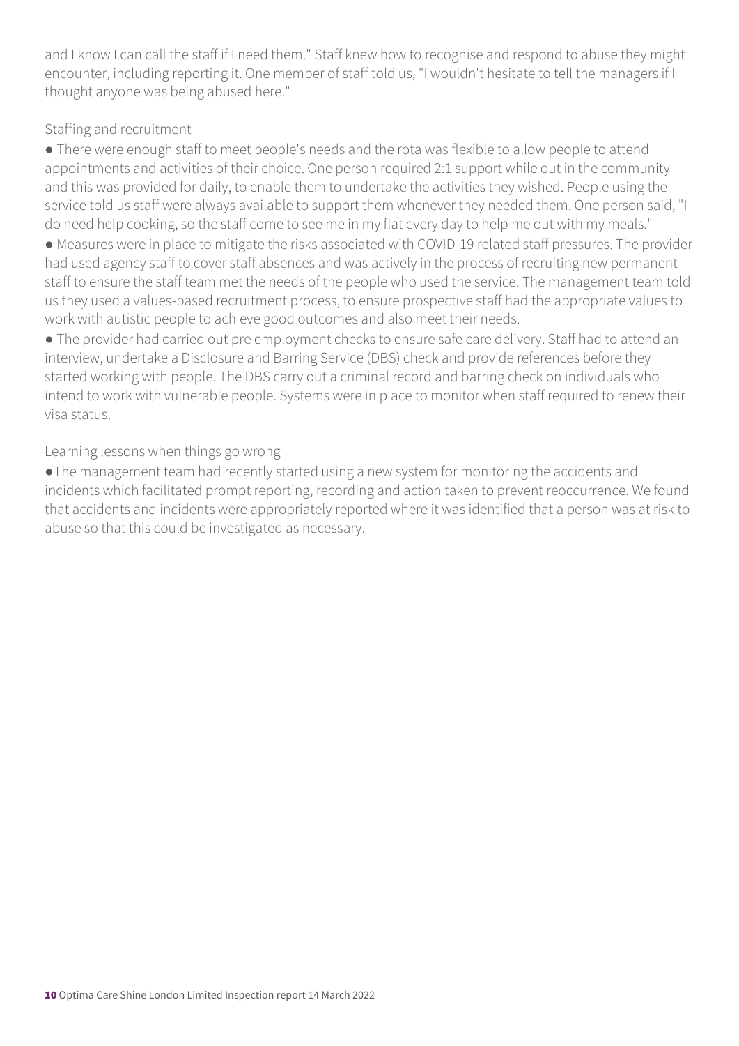and I know I can call the staff if I need them." Staff knew how to recognise and respond to abuse they might encounter, including reporting it. One member of staff told us, "I wouldn't hesitate to tell the managers if I thought anyone was being abused here."

Staffing and recruitment

- There were enough staff to meet people's needs and the rota was flexible to allow people to attend appointments and activities of their choice. One person required 2:1 support while out in the community and this was provided for daily, to enable them to undertake the activities they wished. People using the service told us staff were always available to support them whenever they needed them. One person said, "I do need help cooking, so the staff come to see me in my flat every day to help me out with my meals."
- Measures were in place to mitigate the risks associated with COVID-19 related staff pressures. The provider had used agency staff to cover staff absences and was actively in the process of recruiting new permanent staff to ensure the staff team met the needs of the people who used the service. The management team told us they used a values-based recruitment process, to ensure prospective staff had the appropriate values to work with autistic people to achieve good outcomes and also meet their needs.
- The provider had carried out pre employment checks to ensure safe care delivery. Staff had to attend an interview, undertake a Disclosure and Barring Service (DBS) check and provide references before they started working with people. The DBS carry out a criminal record and barring check on individuals who intend to work with vulnerable people. Systems were in place to monitor when staff required to renew their visa status.

Learning lessons when things go wrong

- The management team had recently started using a new system for monitoring the accidents and incidents which facilitated prompt reporting, recording and action taken to prevent reoccurrence. We found that accidents and incidents were appropriately reported where it was identified that a person was at risk to abuse so that this could be investigated as necessary.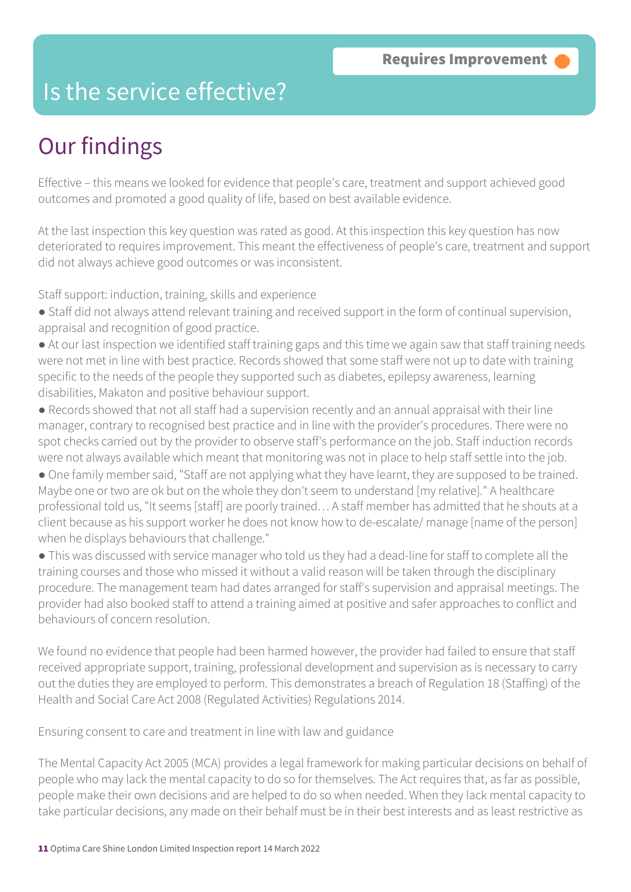Requires Improvement

# Is the service effective?

## Our findings

Effective – this means we looked for evidence that people's care, treatment and support achieved good outcomes and promoted a good quality of life, based on best available evidence.

At the last inspection this key question was rated as good. At this inspection this key question has now deteriorated to requires improvement. This meant the effectiveness of people's care, treatment and support did not always achieve good outcomes or was inconsistent.

Staff support: induction, training, skills and experience

- Staff did not always attend relevant training and received support in the form of continual supervision, appraisal and recognition of good practice.
- At our last inspection we identified staff training gaps and this time we again saw that staff training needs were not met in line with best practice. Records showed that some staff were not up to date with training specific to the needs of the people they supported such as diabetes, epilepsy awareness, learning disabilities, Makaton and positive behaviour support.
- Records showed that not all staff had a supervision recently and an annual appraisal with their line manager, contrary to recognised best practice and in line with the provider's procedures. There were no spot checks carried out by the provider to observe staff's performance on the job. Staff induction records were not always available which meant that monitoring was not in place to help staff settle into the job.
- One family member said, "Staff are not applying what they have learnt, they are supposed to be trained. Maybe one or two are ok but on the whole they don't seem to understand [my relative]." A healthcare professional told us, "It seems [staff] are poorly trained… A staff member has admitted that he shouts at a client because as his support worker he does not know how to de-escalate/ manage [name of the person] when he displays behaviours that challenge."
- This was discussed with service manager who told us they had a dead-line for staff to complete all the training courses and those who missed it without a valid reason will be taken through the disciplinary procedure. The management team had dates arranged for staff's supervision and appraisal meetings. The provider had also booked staff to attend a training aimed at positive and safer approaches to conflict and behaviours of concern resolution.

We found no evidence that people had been harmed however, the provider had failed to ensure that staff received appropriate support, training, professional development and supervision as is necessary to carry out the duties they are employed to perform. This demonstrates a breach of Regulation 18 (Staffing) of the Health and Social Care Act 2008 (Regulated Activities) Regulations 2014.

Ensuring consent to care and treatment in line with law and guidance

The Mental Capacity Act 2005 (MCA) provides a legal framework for making particular decisions on behalf of people who may lack the mental capacity to do so for themselves. The Act requires that, as far as possible, people make their own decisions and are helped to do so when needed. When they lack mental capacity to take particular decisions, any made on their behalf must be in their best interests and as least restrictive as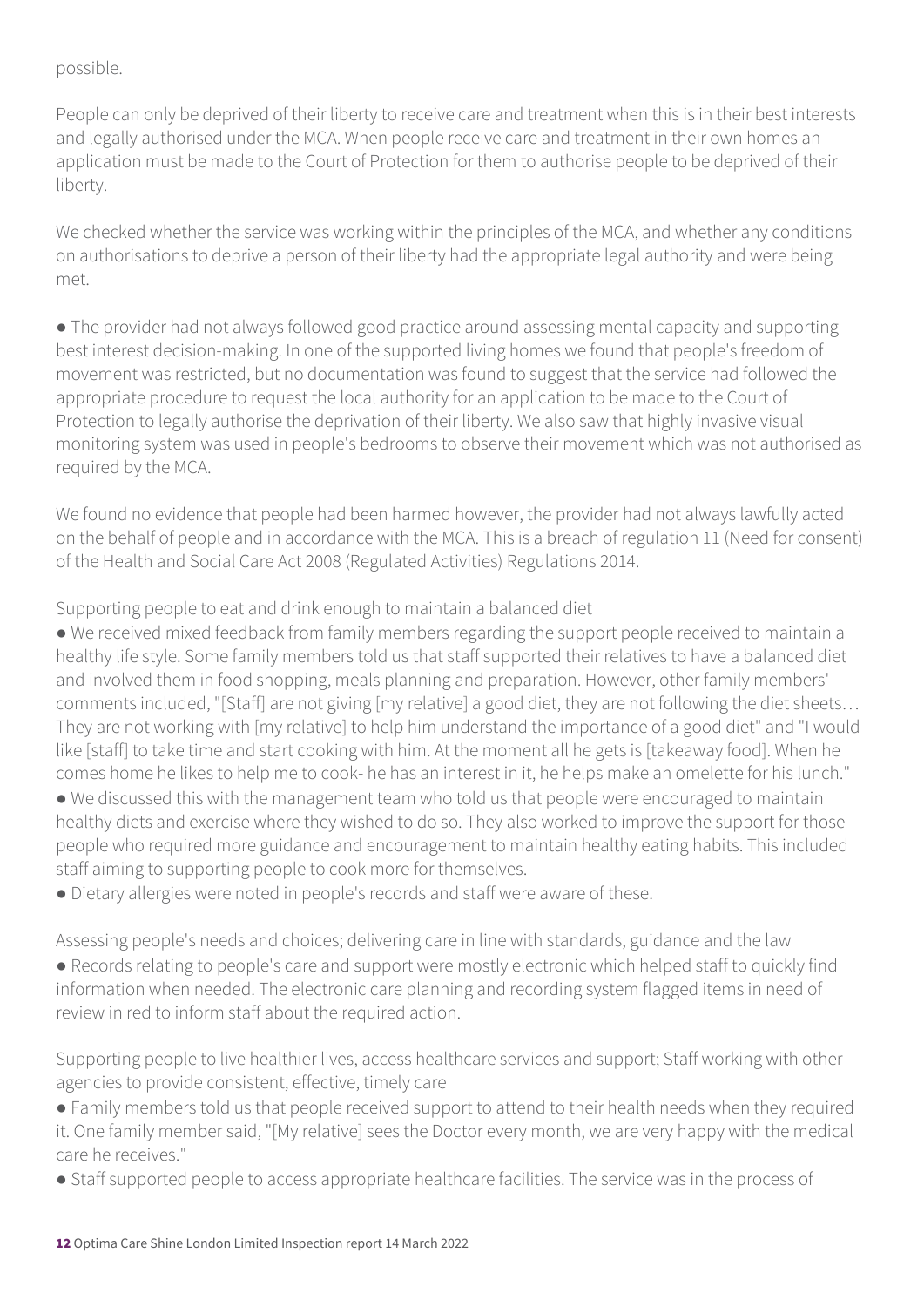possible.

People can only be deprived of their liberty to receive care and treatment when this is in their best interests and legally authorised under the MCA. When people receive care and treatment in their own homes an application must be made to the Court of Protection for them to authorise people to be deprived of their liberty.

We checked whether the service was working within the principles of the MCA, and whether any conditions on authorisations to deprive a person of their liberty had the appropriate legal authority and were being met.

- The provider had not always followed good practice around assessing mental capacity and supporting best interest decision-making. In one of the supported living homes we found that people's freedom of movement was restricted, but no documentation was found to suggest that the service had followed the appropriate procedure to request the local authority for an application to be made to the Court of Protection to legally authorise the deprivation of their liberty. We also saw that highly invasive visual monitoring system was used in people's bedrooms to observe their movement which was not authorised as required by the MCA.

We found no evidence that people had been harmed however, the provider had not always lawfully acted on the behalf of people and in accordance with the MCA. This is a breach of regulation 11 (Need for consent) of the Health and Social Care Act 2008 (Regulated Activities) Regulations 2014.

Supporting people to eat and drink enough to maintain a balanced diet

- We received mixed feedback from family members regarding the support people received to maintain a healthy life style. Some family members told us that staff supported their relatives to have a balanced diet and involved them in food shopping, meals planning and preparation. However, other family members' comments included, "[Staff] are not giving [my relative] a good diet, they are not following the diet sheets… They are not working with [my relative] to help him understand the importance of a good diet" and "I would like [staff] to take time and start cooking with him. At the moment all he gets is [takeaway food]. When he comes home he likes to help me to cook- he has an interest in it, he helps make an omelette for his lunch."
- We discussed this with the management team who told us that people were encouraged to maintain healthy diets and exercise where they wished to do so. They also worked to improve the support for those people who required more guidance and encouragement to maintain healthy eating habits. This included staff aiming to supporting people to cook more for themselves.
- Dietary allergies were noted in people's records and staff were aware of these.

Assessing people's needs and choices; delivering care in line with standards, guidance and the law

- Records relating to people's care and support were mostly electronic which helped staff to quickly find information when needed. The electronic care planning and recording system flagged items in need of review in red to inform staff about the required action.

Supporting people to live healthier lives, access healthcare services and support; Staff working with other agencies to provide consistent, effective, timely care

- Family members told us that people received support to attend to their health needs when they required it. One family member said, "[My relative] sees the Doctor every month, we are very happy with the medical care he receives."
- Staff supported people to access appropriate healthcare facilities. The service was in the process of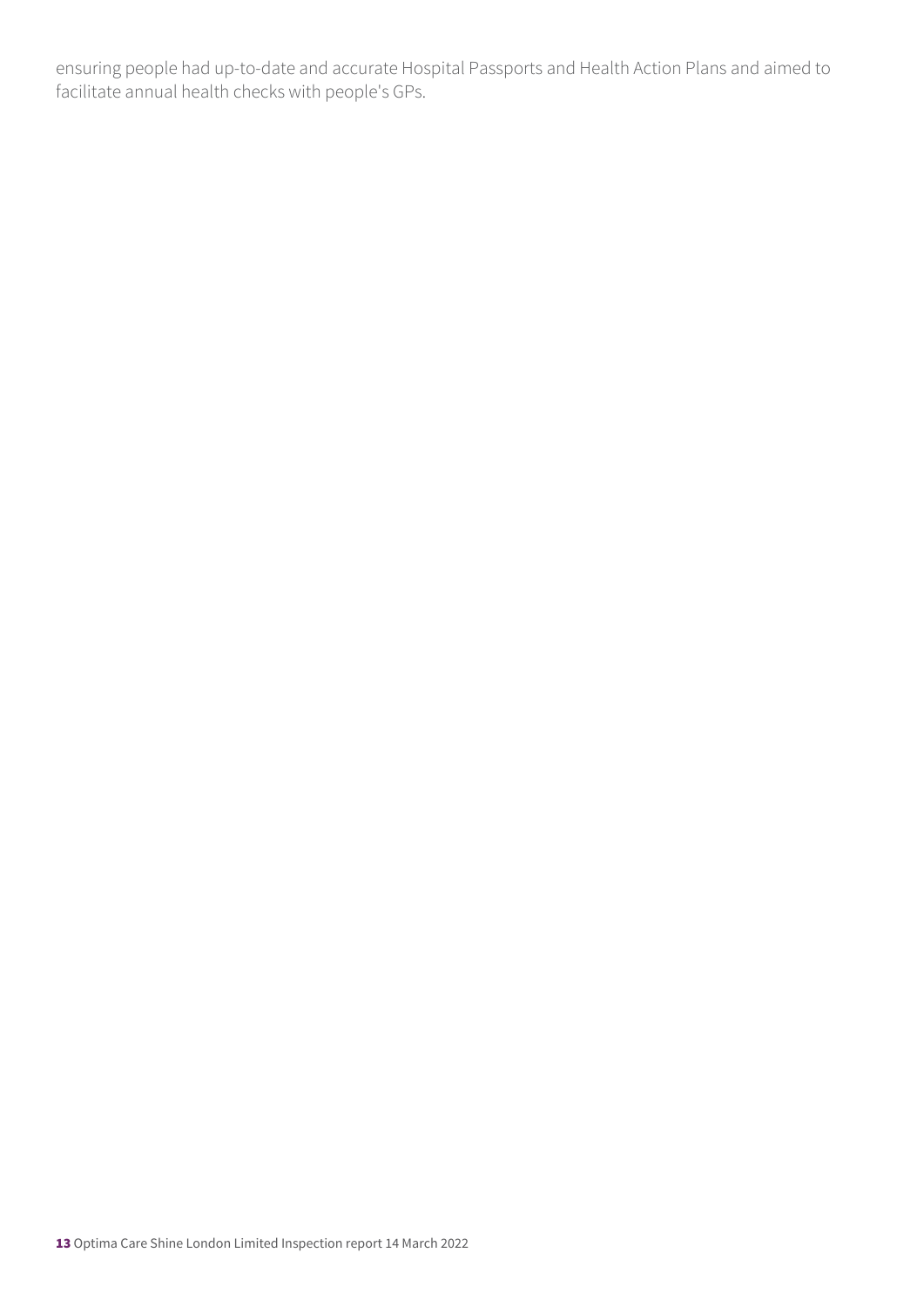ensuring people had up-to-date and accurate Hospital Passports and Health Action Plans and aimed to facilitate annual health checks with people's GPs.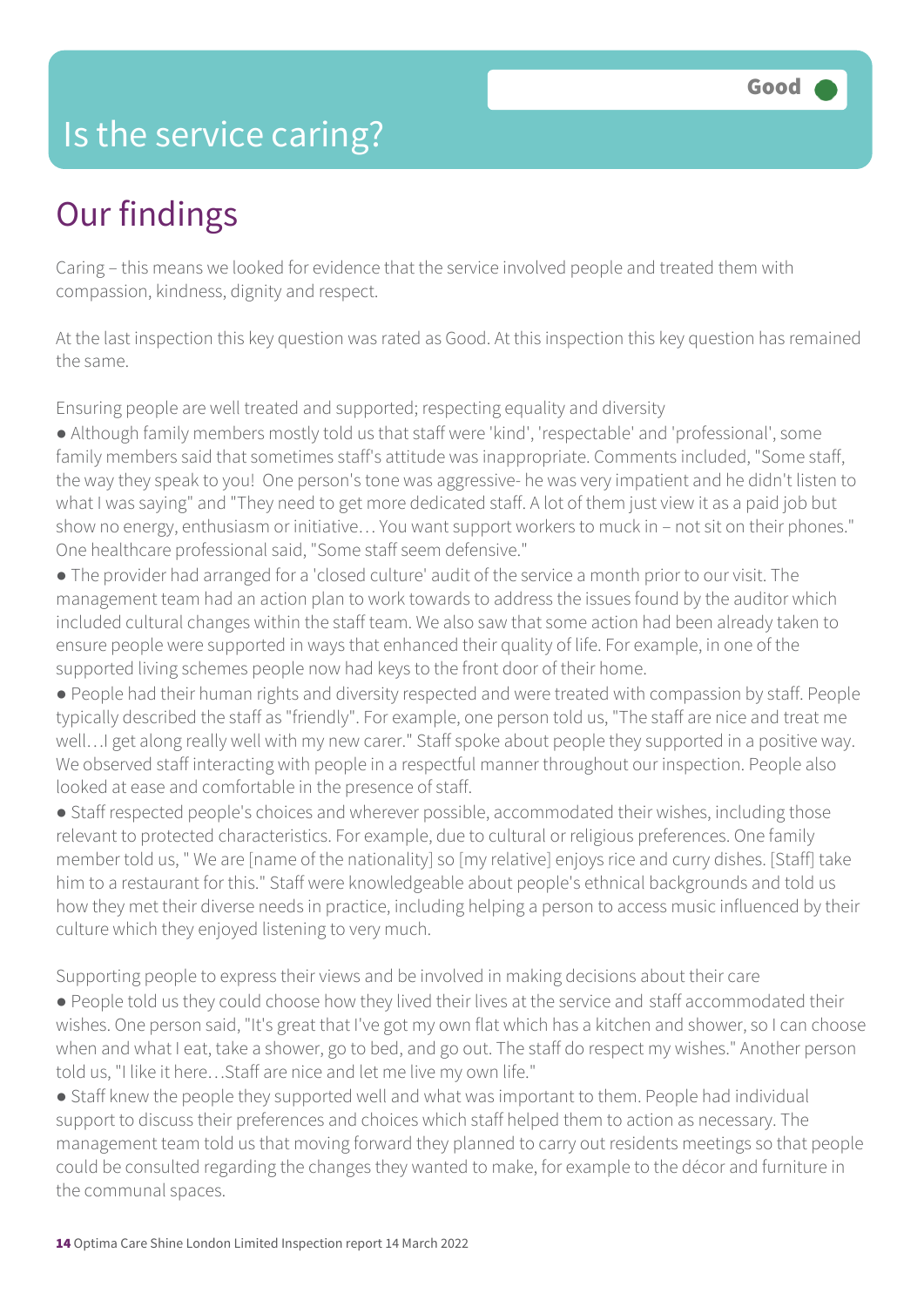# Is the service caring?

**Good**

## Our findings

Caring – this means we looked for evidence that the service involved people and treated them with compassion, kindness, dignity and respect.

At the last inspection this key question was rated as Good. At this inspection this key question has remained the same.

Ensuring people are well treated and supported; respecting equality and diversity

- Although family members mostly told us that staff were 'kind', 'respectable' and 'professional', some family members said that sometimes staff's attitude was inappropriate. Comments included, "Some staff, the way they speak to you! One person's tone was aggressive- he was very impatient and he didn't listen to what I was saying" and "They need to get more dedicated staff. A lot of them just view it as a paid job but show no energy, enthusiasm or initiative… You want support workers to muck in – not sit on their phones." One healthcare professional said, "Some staff seem defensive."
- The provider had arranged for a 'closed culture' audit of the service a month prior to our visit. The management team had an action plan to work towards to address the issues found by the auditor which included cultural changes within the staff team. We also saw that some action had been already taken to ensure people were supported in ways that enhanced their quality of life. For example, in one of the supported living schemes people now had keys to the front door of their home.
- People had their human rights and diversity respected and were treated with compassion by staff. People typically described the staff as "friendly". For example, one person told us, "The staff are nice and treat me well…I get along really well with my new carer." Staff spoke about people they supported in a positive way. We observed staff interacting with people in a respectful manner throughout our inspection. People also looked at ease and comfortable in the presence of staff.
- Staff respected people's choices and wherever possible, accommodated their wishes, including those relevant to protected characteristics. For example, due to cultural or religious preferences. One family member told us, " We are [name of the nationality] so [my relative] enjoys rice and curry dishes. [Staff] take him to a restaurant for this." Staff were knowledgeable about people's ethnical backgrounds and told us how they met their diverse needs in practice, including helping a person to access music influenced by their culture which they enjoyed listening to very much.

Supporting people to express their views and be involved in making decisions about their care

- People told us they could choose how they lived their lives at the service and staff accommodated their wishes. One person said, "It's great that I've got my own flat which has a kitchen and shower, so I can choose when and what I eat, take a shower, go to bed, and go out. The staff do respect my wishes." Another person told us, "I like it here…Staff are nice and let me live my own life."
- Staff knew the people they supported well and what was important to them. People had individual support to discuss their preferences and choices which staff helped them to action as necessary. The management team told us that moving forward they planned to carry out residents meetings so that people could be consulted regarding the changes they wanted to make, for example to the décor and furniture in the communal spaces.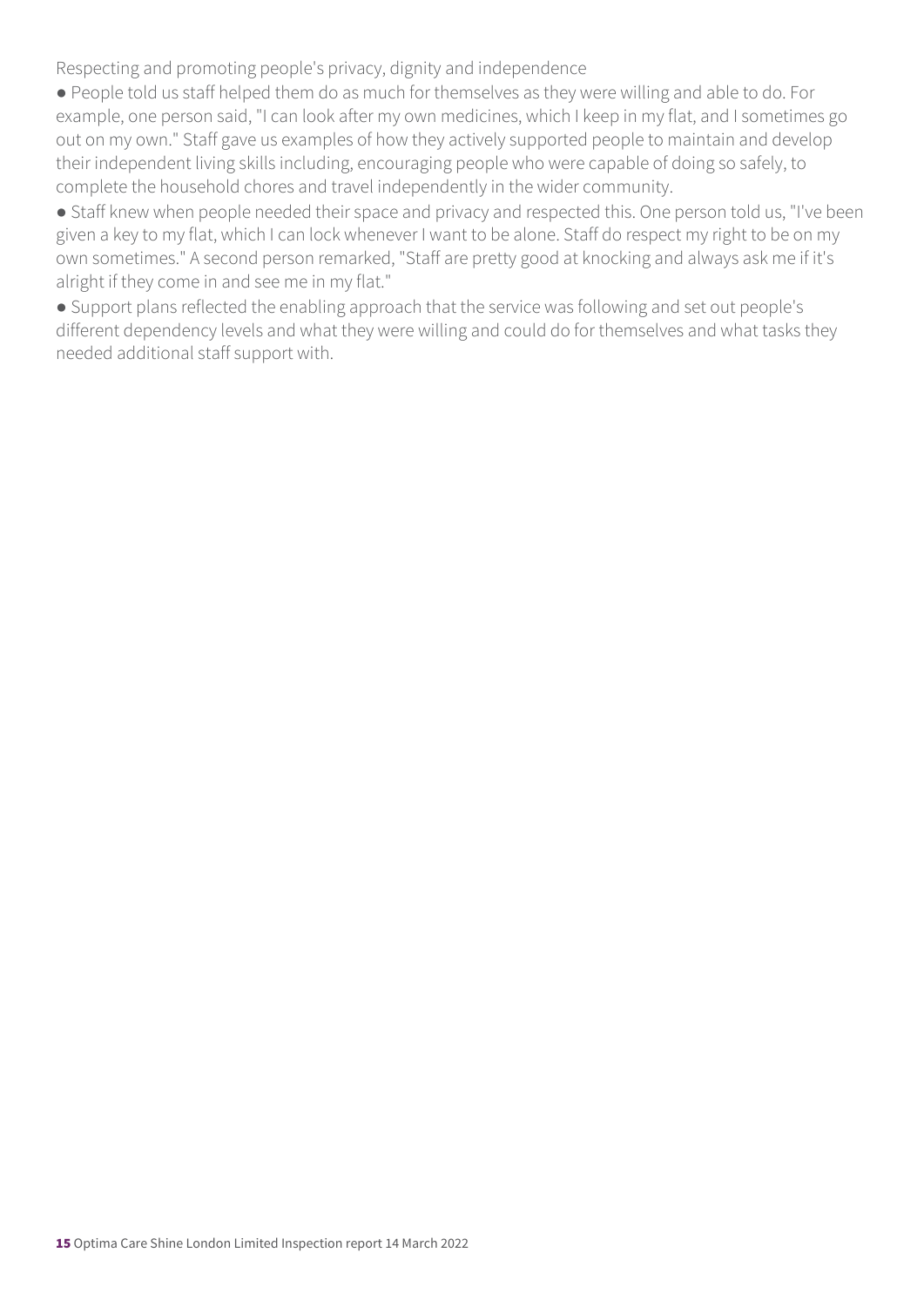### Respecting and promoting people's privacy, dignity and independence

- People told us staff helped them do as much for themselves as they were willing and able to do. For example, one person said, "I can look after my own medicines, which I keep in my flat, and I sometimes go out on my own." Staff gave us examples of how they actively supported people to maintain and develop their independent living skills including, encouraging people who were capable of doing so safely, to complete the household chores and travel independently in the wider community.
- Staff knew when people needed their space and privacy and respected this. One person told us, "I've been given a key to my flat, which I can lock whenever I want to be alone. Staff do respect my right to be on my own sometimes." A second person remarked, "Staff are pretty good at knocking and always ask me if it's alright if they come in and see me in my flat."
- Support plans reflected the enabling approach that the service was following and set out people's different dependency levels and what they were willing and could do for themselves and what tasks they needed additional staff support with.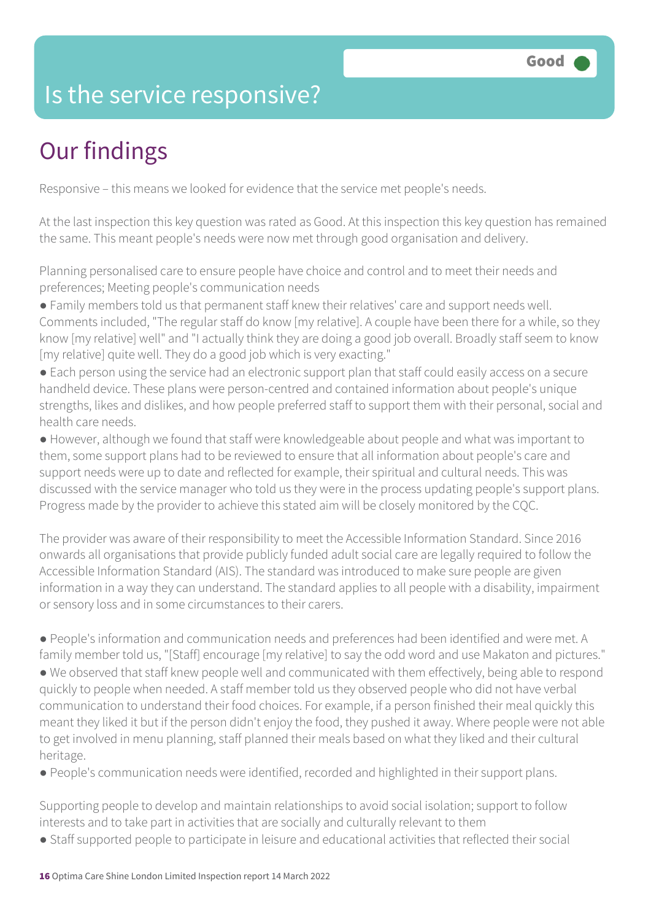# Is the service responsive?

**Good**

## Our findings

Responsive – this means we looked for evidence that the service met people's needs.

At the last inspection this key question was rated as Good. At this inspection this key question has remained the same. This meant people's needs were now met through good organisation and delivery.

Planning personalised care to ensure people have choice and control and to meet their needs and preferences; Meeting people's communication needs

- Family members told us that permanent staff knew their relatives' care and support needs well. Comments included, "The regular staff do know [my relative]. A couple have been there for a while, so they know [my relative] well" and "I actually think they are doing a good job overall. Broadly staff seem to know [my relative] quite well. They do a good job which is very exacting."
- Each person using the service had an electronic support plan that staff could easily access on a secure handheld device. These plans were person-centred and contained information about people's unique strengths, likes and dislikes, and how people preferred staff to support them with their personal, social and health care needs.
- However, although we found that staff were knowledgeable about people and what was important to them, some support plans had to be reviewed to ensure that all information about people's care and support needs were up to date and reflected for example, their spiritual and cultural needs. This was discussed with the service manager who told us they were in the process updating people's support plans. Progress made by the provider to achieve this stated aim will be closely monitored by the CQC.

The provider was aware of their responsibility to meet the Accessible Information Standard. Since 2016 onwards all organisations that provide publicly funded adult social care are legally required to follow the Accessible Information Standard (AIS). The standard was introduced to make sure people are given information in a way they can understand. The standard applies to all people with a disability, impairment or sensory loss and in some circumstances to their carers.

- People's information and communication needs and preferences had been identified and were met. A family member told us, "[Staff] encourage [my relative] to say the odd word and use Makaton and pictures."
- We observed that staff knew people well and communicated with them effectively, being able to respond quickly to people when needed. A staff member told us they observed people who did not have verbal communication to understand their food choices. For example, if a person finished their meal quickly this meant they liked it but if the person didn't enjoy the food, they pushed it away. Where people were not able to get involved in menu planning, staff planned their meals based on what they liked and their cultural heritage.
- People's communication needs were identified, recorded and highlighted in their support plans.

Supporting people to develop and maintain relationships to avoid social isolation; support to follow interests and to take part in activities that are socially and culturally relevant to them

- Staff supported people to participate in leisure and educational activities that reflected their social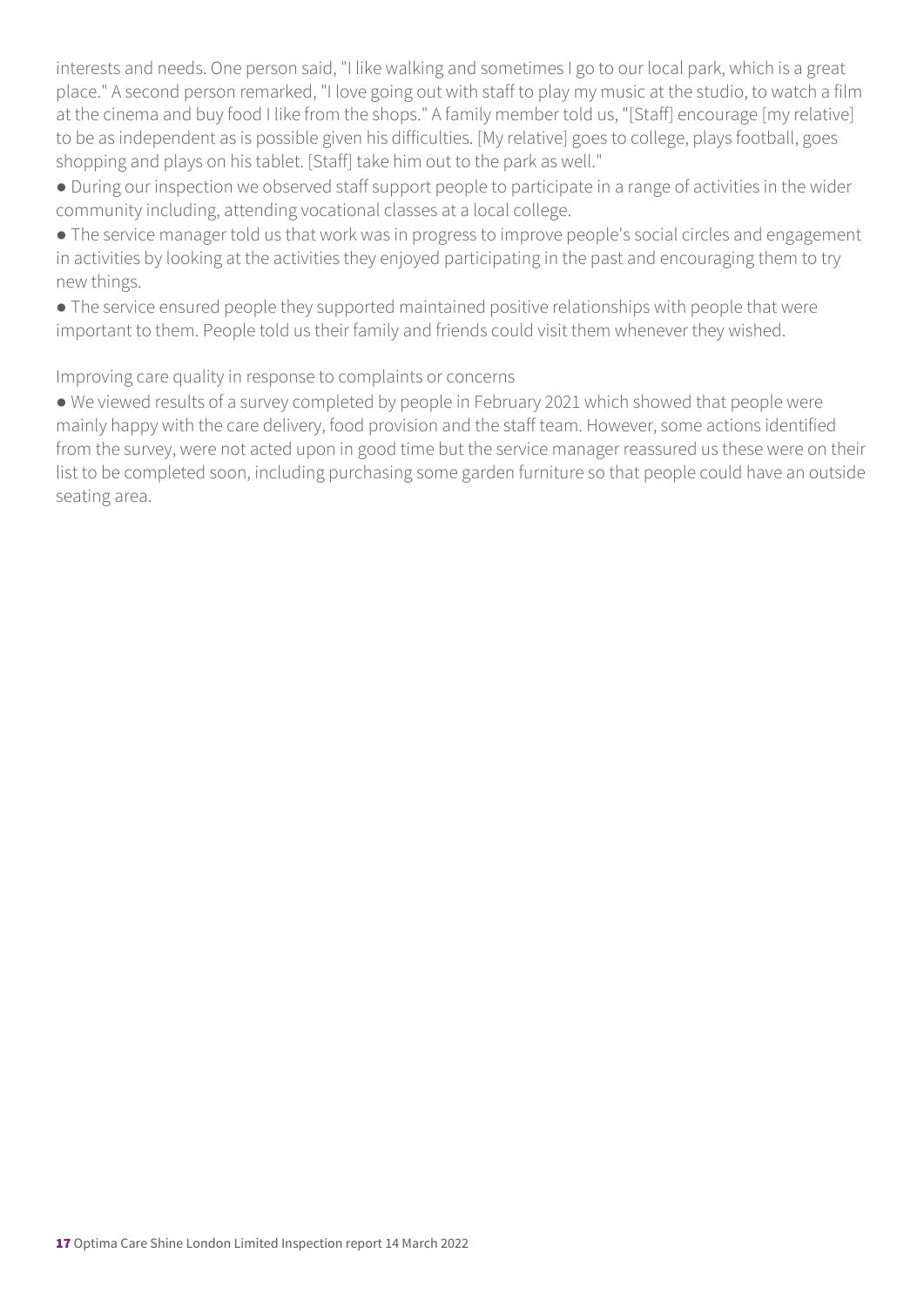interests and needs. One person said, "I like walking and sometimes I go to our local park, which is a great place." A second person remarked, "I love going out with staff to play my music at the studio, to watch a film at the cinema and buy food I like from the shops." A family member told us, "[Staff] encourage [my relative] to be as independent as is possible given his difficulties. [My relative] goes to college, plays football, goes shopping and plays on his tablet. [Staff] take him out to the park as well."

- During our inspection we observed staff support people to participate in a range of activities in the wider community including, attending vocational classes at a local college.
- The service manager told us that work was in progress to improve people's social circles and engagement in activities by looking at the activities they enjoyed participating in the past and encouraging them to try new things.
- The service ensured people they supported maintained positive relationships with people that were important to them. People told us their family and friends could visit them whenever they wished.

Improving care quality in response to complaints or concerns

- We viewed results of a survey completed by people in February 2021 which showed that people were mainly happy with the care delivery, food provision and the staff team. However, some actions identified from the survey, were not acted upon in good time but the service manager reassured us these were on their list to be completed soon, including purchasing some garden furniture so that people could have an outside seating area.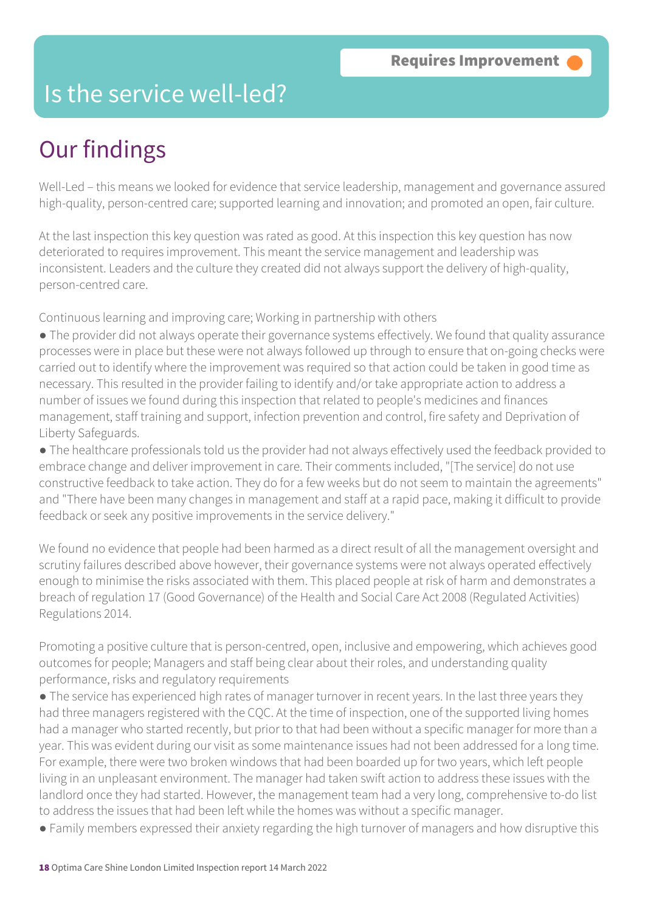# Is the service well-led?

**Requires Improvement**

## Our findings

Well-Led – this means we looked for evidence that service leadership, management and governance assured high-quality, person-centred care; supported learning and innovation; and promoted an open, fair culture.

At the last inspection this key question was rated as good. At this inspection this key question has now deteriorated to requires improvement. This meant the service management and leadership was inconsistent. Leaders and the culture they created did not always support the delivery of high-quality, person-centred care.

Continuous learning and improving care; Working in partnership with others

- The provider did not always operate their governance systems effectively. We found that quality assurance processes were in place but these were not always followed up through to ensure that on-going checks were carried out to identify where the improvement was required so that action could be taken in good time as necessary. This resulted in the provider failing to identify and/or take appropriate action to address a number of issues we found during this inspection that related to people's medicines and finances management, staff training and support, infection prevention and control, fire safety and Deprivation of Liberty Safeguards.
- The healthcare professionals told us the provider had not always effectively used the feedback provided to embrace change and deliver improvement in care. Their comments included, "[The service] do not use constructive feedback to take action. They do for a few weeks but do not seem to maintain the agreements" and "There have been many changes in management and staff at a rapid pace, making it difficult to provide feedback or seek any positive improvements in the service delivery."

We found no evidence that people had been harmed as a direct result of all the management oversight and scrutiny failures described above however, their governance systems were not always operated effectively enough to minimise the risks associated with them. This placed people at risk of harm and demonstrates a breach of regulation 17 (Good Governance) of the Health and Social Care Act 2008 (Regulated Activities) Regulations 2014.

Promoting a positive culture that is person-centred, open, inclusive and empowering, which achieves good outcomes for people; Managers and staff being clear about their roles, and understanding quality performance, risks and regulatory requirements

- The service has experienced high rates of manager turnover in recent years. In the last three years they had three managers registered with the CQC. At the time of inspection, one of the supported living homes had a manager who started recently, but prior to that had been without a specific manager for more than a year. This was evident during our visit as some maintenance issues had not been addressed for a long time. For example, there were two broken windows that had been boarded up for two years, which left people living in an unpleasant environment. The manager had taken swift action to address these issues with the landlord once they had started. However, the management team had a very long, comprehensive to-do list to address the issues that had been left while the homes was without a specific manager.
- Family members expressed their anxiety regarding the high turnover of managers and how disruptive this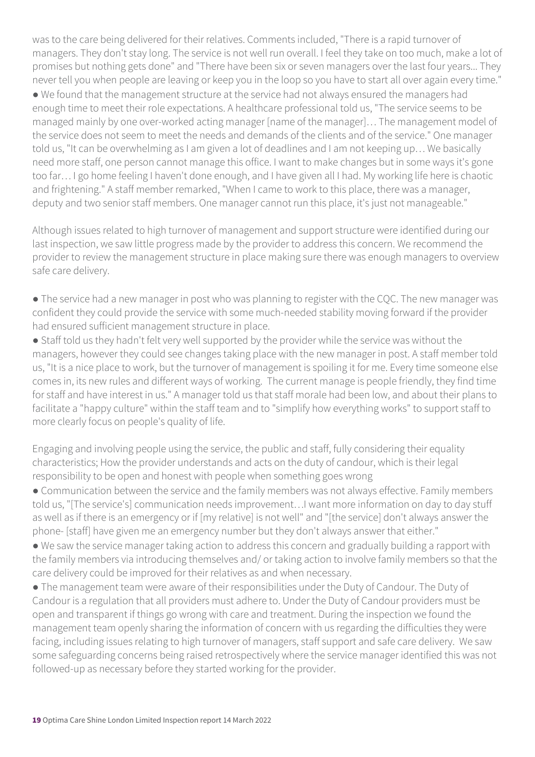was to the care being delivered for their relatives. Comments included, "There is a rapid turnover of managers. They don't stay long. The service is not well run overall. I feel they take on too much, make a lot of promises but nothing gets done" and "There have been six or seven managers over the last four years... They never tell you when people are leaving or keep you in the loop so you have to start all over again every time."

- We found that the management structure at the service had not always ensured the managers had enough time to meet their role expectations. A healthcare professional told us, "The service seems to be managed mainly by one over-worked acting manager [name of the manager]… The management model of the service does not seem to meet the needs and demands of the clients and of the service." One manager told us, "It can be overwhelming as I am given a lot of deadlines and I am not keeping up… We basically need more staff, one person cannot manage this office. I want to make changes but in some ways it's gone too far… I go home feeling I haven't done enough, and I have given all I had. My working life here is chaotic and frightening." A staff member remarked, "When I came to work to this place, there was a manager, deputy and two senior staff members. One manager cannot run this place, it's just not manageable."

Although issues related to high turnover of management and support structure were identified during our last inspection, we saw little progress made by the provider to address this concern. We recommend the provider to review the management structure in place making sure there was enough managers to overview safe care delivery.

- The service had a new manager in post who was planning to register with the CQC. The new manager was confident they could provide the service with some much-needed stability moving forward if the provider had ensured sufficient management structure in place.
- Staff told us they hadn't felt very well supported by the provider while the service was without the managers, however they could see changes taking place with the new manager in post. A staff member told us, "It is a nice place to work, but the turnover of management is spoiling it for me. Every time someone else comes in, its new rules and different ways of working. The current manage is people friendly, they find time for staff and have interest in us." A manager told us that staff morale had been low, and about their plans to facilitate a "happy culture" within the staff team and to "simplify how everything works" to support staff to more clearly focus on people's quality of life.

Engaging and involving people using the service, the public and staff, fully considering their equality characteristics; How the provider understands and acts on the duty of candour, which is their legal responsibility to be open and honest with people when something goes wrong

- Communication between the service and the family members was not always effective. Family members told us, "[The service's] communication needs improvement…I want more information on day to day stuff as well as if there is an emergency or if [my relative] is not well" and "[the service] don't always answer the phone- [staff] have given me an emergency number but they don't always answer that either."
- We saw the service manager taking action to address this concern and gradually building a rapport with the family members via introducing themselves and/ or taking action to involve family members so that the care delivery could be improved for their relatives as and when necessary.
- The management team were aware of their responsibilities under the Duty of Candour. The Duty of Candour is a regulation that all providers must adhere to. Under the Duty of Candour providers must be open and transparent if things go wrong with care and treatment. During the inspection we found the management team openly sharing the information of concern with us regarding the difficulties they were facing, including issues relating to high turnover of managers, staff support and safe care delivery. We saw some safeguarding concerns being raised retrospectively where the service manager identified this was not followed-up as necessary before they started working for the provider.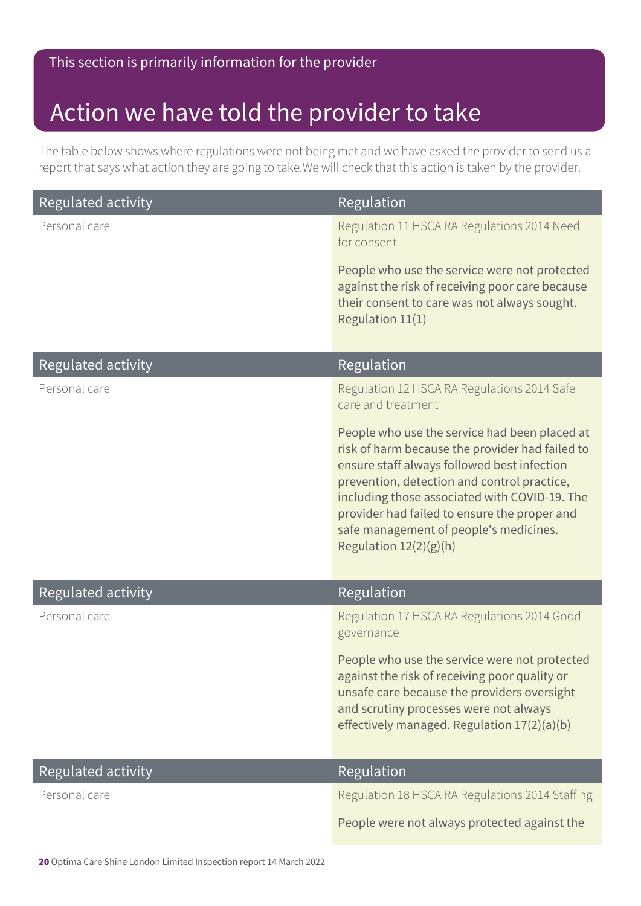This section is primarily information for the provider

# Action we have told the provider to take

The table below shows where regulations were not being met and we have asked the provider to send us a report that says what action they are going to take.We will check that this action is taken by the provider.

| Regulated activity | Regulation |
| --- | --- |
| Personal care | Regulation 11 HSCA RA Regulations 2014 Need for consent<br><br>People who use the service were not protected against the risk of receiving poor care because their consent to care was not always sought. Regulation 11(1) |

| Regulated activity | Regulation |
| --- | --- |
| Personal care | Regulation 12 HSCA RA Regulations 2014 Safe care and treatment<br><br>People who use the service had been placed at risk of harm because the provider had failed to ensure staff always followed best infection prevention, detection and control practice, including those associated with COVID-19. The provider had failed to ensure the proper and safe management of people's medicines. Regulation 12(2)(g)(h) |

| Regulated activity | Regulation |
| --- | --- |
| Personal care | Regulation 17 HSCA RA Regulations 2014 Good governance<br><br>People who use the service were not protected against the risk of receiving poor quality or unsafe care because the providers oversight and scrutiny processes were not always effectively managed. Regulation 17(2)(a)(b) |

| Regulated activity | Regulation |
| --- | --- |
| Personal care | Regulation 18 HSCA RA Regulations 2014 Staffing<br><br>People were not always protected against the |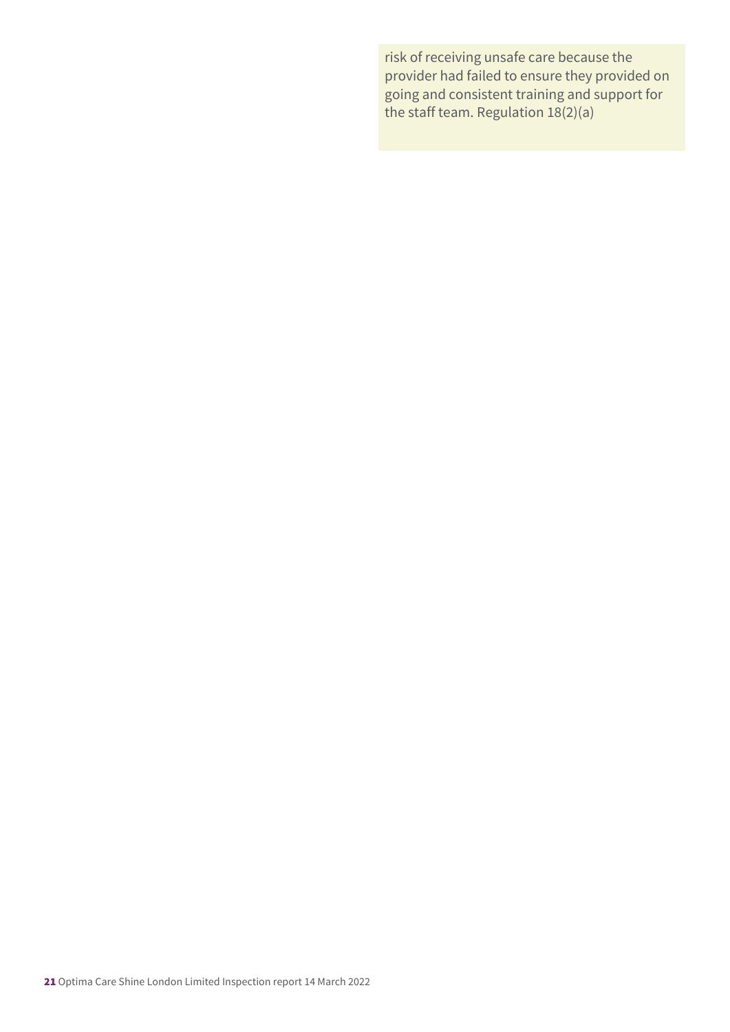risk of receiving unsafe care because the provider had failed to ensure they provided on going and consistent training and support for the staff team. Regulation 18(2)(a)